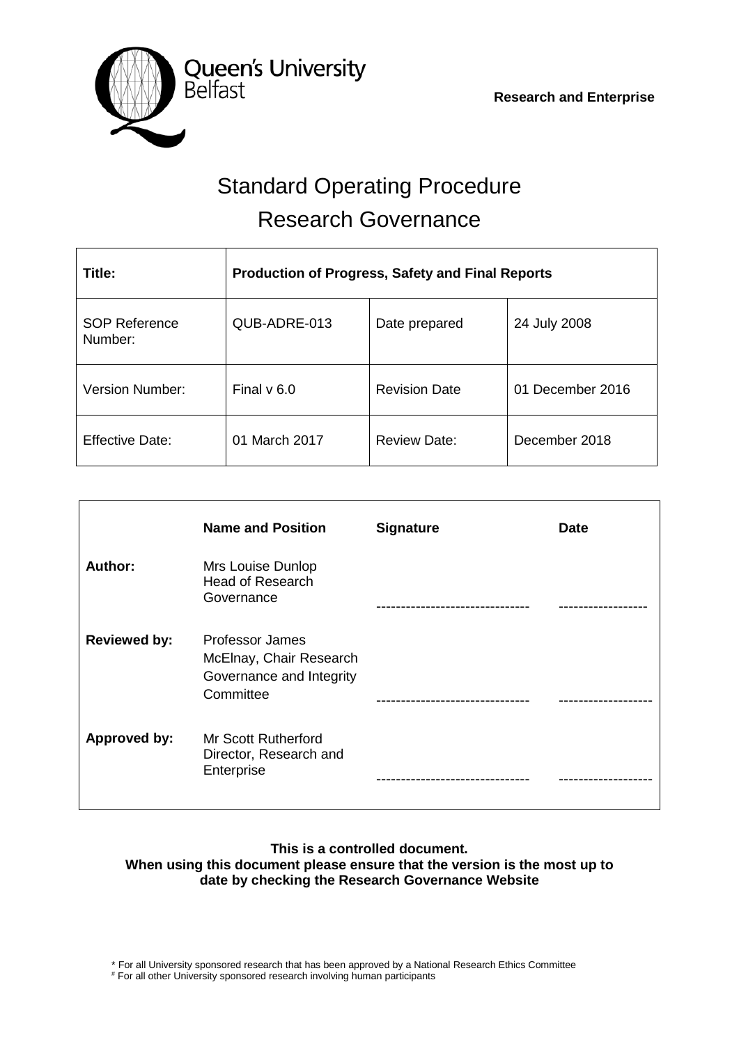Queen's University Belfast

**Research and Enterprise**

# Standard Operating Procedure
# Research Governance

| **Title:** | **Production of Progress, Safety and Final Reports** | | |
|---|---|---|---|
| SOP Reference Number: | QUB-ADRE-013 | Date prepared | 24 July 2008 |
| Version Number: | Final v 6.0 | Revision Date | 01 December 2016 |
| Effective Date: | 01 March 2017 | Review Date: | December 2018 |

| | **Name and Position** | **Signature** | **Date** |
|---|---|---|---|
| **Author:** | Mrs Louise Dunlop Head of Research Governance | ------------------------------- | ----------------- |
| **Reviewed by:** | Professor James McElnay, Chair Research Governance and Integrity Committee | ------------------------------- | ------------------- |
| **Approved by:** | Mr Scott Rutherford Director, Research and Enterprise | ------------------------------- | ------------------- |

**This is a controlled document.**
**When using this document please ensure that the version is the most up to date by checking the Research Governance Website**

* For all University sponsored research that has been approved by a National Research Ethics Committee
# For all other University sponsored research involving human participants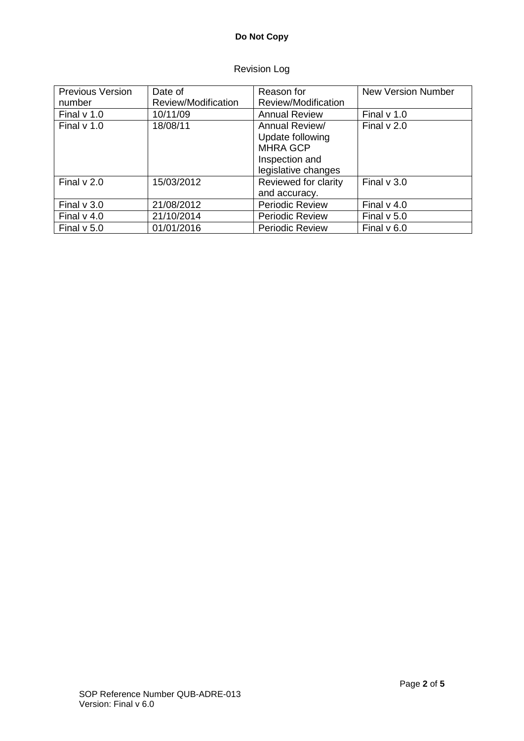Revision Log

| Previous Version number | Date of Review/Modification | Reason for Review/Modification | New Version Number |
| --- | --- | --- | --- |
| Final v 1.0 | 10/11/09 | Annual Review | Final v 1.0 |
| Final v 1.0 | 18/08/11 | Annual Review/ Update following MHRA GCP Inspection and legislative changes | Final v 2.0 |
| Final v 2.0 | 15/03/2012 | Reviewed for clarity and accuracy. | Final v 3.0 |
| Final v 3.0 | 21/08/2012 | Periodic Review | Final v 4.0 |
| Final v 4.0 | 21/10/2014 | Periodic Review | Final v 5.0 |
| Final v 5.0 | 01/01/2016 | Periodic Review | Final v 6.0 |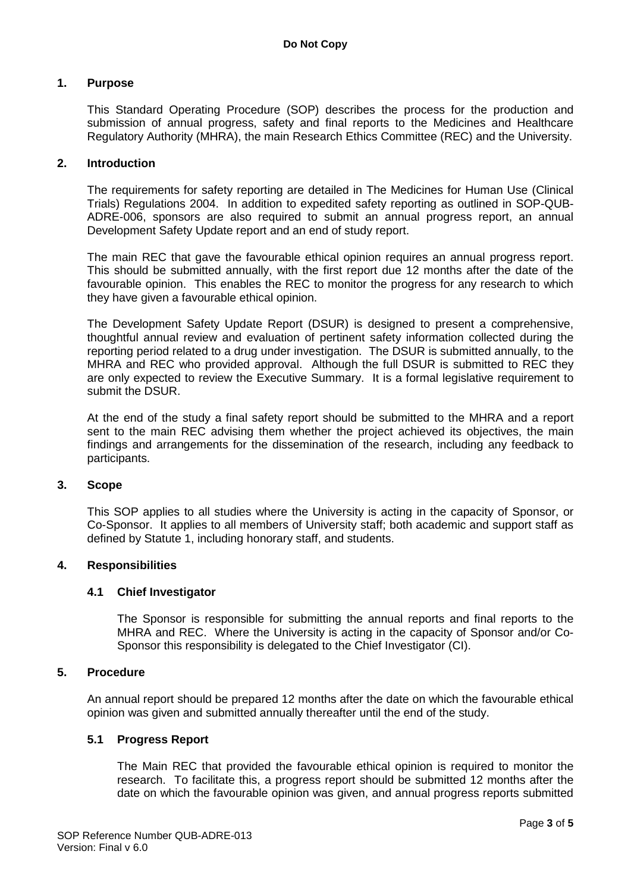## 1. Purpose

This Standard Operating Procedure (SOP) describes the process for the production and submission of annual progress, safety and final reports to the Medicines and Healthcare Regulatory Authority (MHRA), the main Research Ethics Committee (REC) and the University.

## 2. Introduction

The requirements for safety reporting are detailed in The Medicines for Human Use (Clinical Trials) Regulations 2004. In addition to expedited safety reporting as outlined in SOP-QUB-ADRE-006, sponsors are also required to submit an annual progress report, an annual Development Safety Update report and an end of study report.

The main REC that gave the favourable ethical opinion requires an annual progress report. This should be submitted annually, with the first report due 12 months after the date of the favourable opinion. This enables the REC to monitor the progress for any research to which they have given a favourable ethical opinion.

The Development Safety Update Report (DSUR) is designed to present a comprehensive, thoughtful annual review and evaluation of pertinent safety information collected during the reporting period related to a drug under investigation. The DSUR is submitted annually, to the MHRA and REC who provided approval. Although the full DSUR is submitted to REC they are only expected to review the Executive Summary. It is a formal legislative requirement to submit the DSUR.

At the end of the study a final safety report should be submitted to the MHRA and a report sent to the main REC advising them whether the project achieved its objectives, the main findings and arrangements for the dissemination of the research, including any feedback to participants.

## 3. Scope

This SOP applies to all studies where the University is acting in the capacity of Sponsor, or Co-Sponsor. It applies to all members of University staff; both academic and support staff as defined by Statute 1, including honorary staff, and students.

## 4. Responsibilities

### 4.1 Chief Investigator

The Sponsor is responsible for submitting the annual reports and final reports to the MHRA and REC. Where the University is acting in the capacity of Sponsor and/or Co-Sponsor this responsibility is delegated to the Chief Investigator (CI).

## 5. Procedure

An annual report should be prepared 12 months after the date on which the favourable ethical opinion was given and submitted annually thereafter until the end of the study.

### 5.1 Progress Report

The Main REC that provided the favourable ethical opinion is required to monitor the research. To facilitate this, a progress report should be submitted 12 months after the date on which the favourable opinion was given, and annual progress reports submitted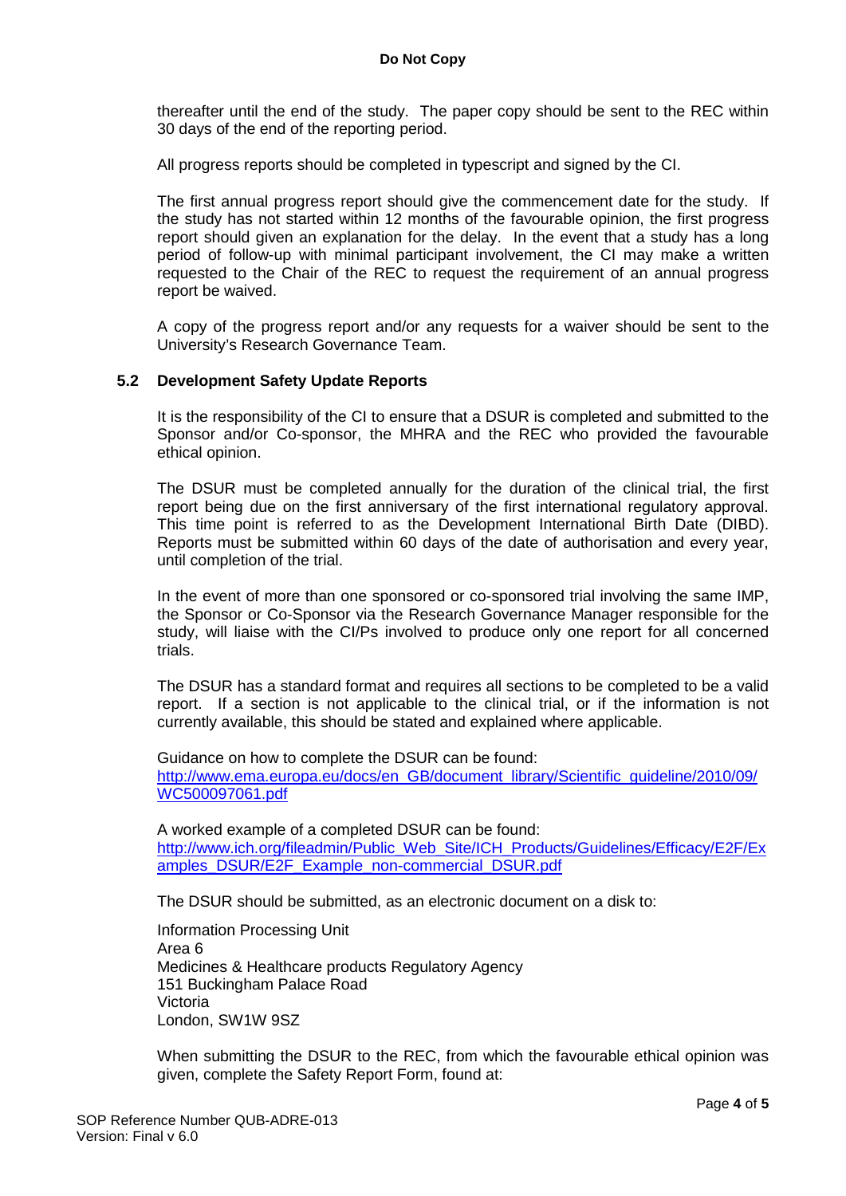thereafter until the end of the study. The paper copy should be sent to the REC within 30 days of the end of the reporting period.

All progress reports should be completed in typescript and signed by the CI.

The first annual progress report should give the commencement date for the study. If the study has not started within 12 months of the favourable opinion, the first progress report should given an explanation for the delay. In the event that a study has a long period of follow-up with minimal participant involvement, the CI may make a written requested to the Chair of the REC to request the requirement of an annual progress report be waived.

A copy of the progress report and/or any requests for a waiver should be sent to the University's Research Governance Team.

### 5.2 Development Safety Update Reports

It is the responsibility of the CI to ensure that a DSUR is completed and submitted to the Sponsor and/or Co-sponsor, the MHRA and the REC who provided the favourable ethical opinion.

The DSUR must be completed annually for the duration of the clinical trial, the first report being due on the first anniversary of the first international regulatory approval. This time point is referred to as the Development International Birth Date (DIBD). Reports must be submitted within 60 days of the date of authorisation and every year, until completion of the trial.

In the event of more than one sponsored or co-sponsored trial involving the same IMP, the Sponsor or Co-Sponsor via the Research Governance Manager responsible for the study, will liaise with the CI/Ps involved to produce only one report for all concerned trials.

The DSUR has a standard format and requires all sections to be completed to be a valid report. If a section is not applicable to the clinical trial, or if the information is not currently available, this should be stated and explained where applicable.

Guidance on how to complete the DSUR can be found:
http://www.ema.europa.eu/docs/en_GB/document_library/Scientific_guideline/2010/09/WC500097061.pdf

A worked example of a completed DSUR can be found:
http://www.ich.org/fileadmin/Public_Web_Site/ICH_Products/Guidelines/Efficacy/E2F/Examples_DSUR/E2F_Example_non-commercial_DSUR.pdf

The DSUR should be submitted, as an electronic document on a disk to:

Information Processing Unit
Area 6
Medicines & Healthcare products Regulatory Agency
151 Buckingham Palace Road
Victoria
London, SW1W 9SZ

When submitting the DSUR to the REC, from which the favourable ethical opinion was given, complete the Safety Report Form, found at: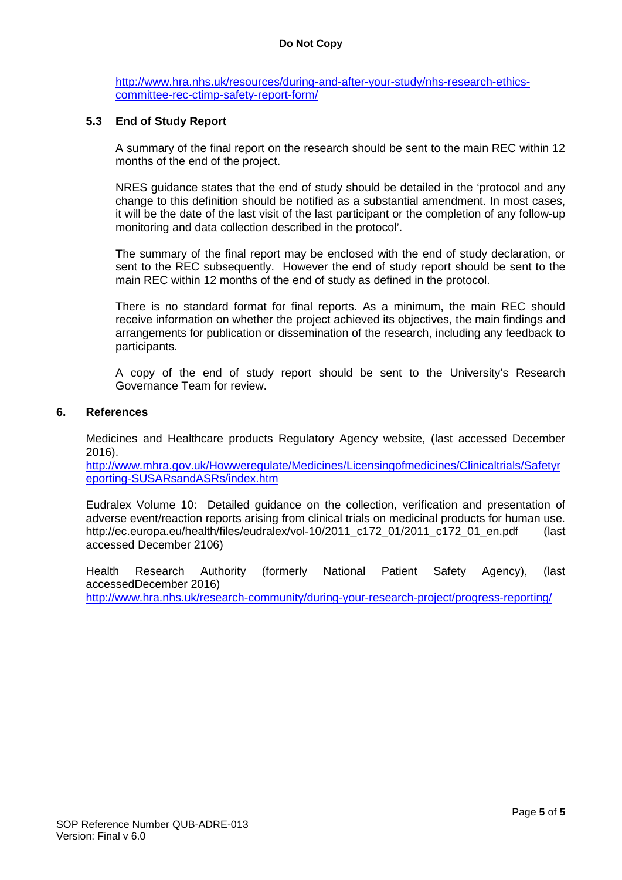http://www.hra.nhs.uk/resources/during-and-after-your-study/nhs-research-ethics-committee-rec-ctimp-safety-report-form/

### 5.3 End of Study Report

A summary of the final report on the research should be sent to the main REC within 12 months of the end of the project.

NRES guidance states that the end of study should be detailed in the 'protocol and any change to this definition should be notified as a substantial amendment. In most cases, it will be the date of the last visit of the last participant or the completion of any follow-up monitoring and data collection described in the protocol'.

The summary of the final report may be enclosed with the end of study declaration, or sent to the REC subsequently. However the end of study report should be sent to the main REC within 12 months of the end of study as defined in the protocol.

There is no standard format for final reports. As a minimum, the main REC should receive information on whether the project achieved its objectives, the main findings and arrangements for publication or dissemination of the research, including any feedback to participants.

A copy of the end of study report should be sent to the University's Research Governance Team for review.

## 6. References

Medicines and Healthcare products Regulatory Agency website, (last accessed December 2016).
http://www.mhra.gov.uk/Howweregulate/Medicines/Licensingofmedicines/Clinicaltrials/Safetyreporting-SUSARsandASRs/index.htm

Eudralex Volume 10: Detailed guidance on the collection, verification and presentation of adverse event/reaction reports arising from clinical trials on medicinal products for human use. http://ec.europa.eu/health/files/eudralex/vol-10/2011_c172_01/2011_c172_01_en.pdf (last accessed December 2106)

Health Research Authority (formerly National Patient Safety Agency), (last accessedDecember 2016)
http://www.hra.nhs.uk/research-community/during-your-research-project/progress-reporting/

SOP Reference Number QUB-ADRE-013
Version: Final v 6.0